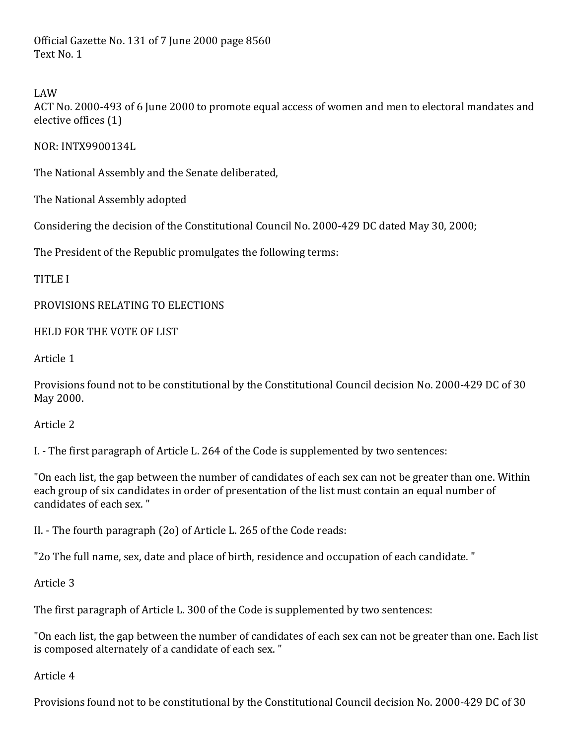Official Gazette No. 131 of 7 June 2000 page 8560
Text No. 1

LAW
ACT No. 2000-493 of 6 June 2000 to promote equal access of women and men to electoral mandates and elective offices (1)

NOR: INTX9900134L

The National Assembly and the Senate deliberated,

The National Assembly adopted

Considering the decision of the Constitutional Council No. 2000-429 DC dated May 30, 2000;

The President of the Republic promulgates the following terms:

## TITLE I

## PROVISIONS RELATING TO ELECTIONS

## HELD FOR THE VOTE OF LIST

### Article 1

Provisions found not to be constitutional by the Constitutional Council decision No. 2000-429 DC of 30 May 2000.

### Article 2

I. - The first paragraph of Article L. 264 of the Code is supplemented by two sentences:

"On each list, the gap between the number of candidates of each sex can not be greater than one. Within each group of six candidates in order of presentation of the list must contain an equal number of candidates of each sex. "

II. - The fourth paragraph (2o) of Article L. 265 of the Code reads:

"2o The full name, sex, date and place of birth, residence and occupation of each candidate. "

### Article 3

The first paragraph of Article L. 300 of the Code is supplemented by two sentences:

"On each list, the gap between the number of candidates of each sex can not be greater than one. Each list is composed alternately of a candidate of each sex. "

### Article 4

Provisions found not to be constitutional by the Constitutional Council decision No. 2000-429 DC of 30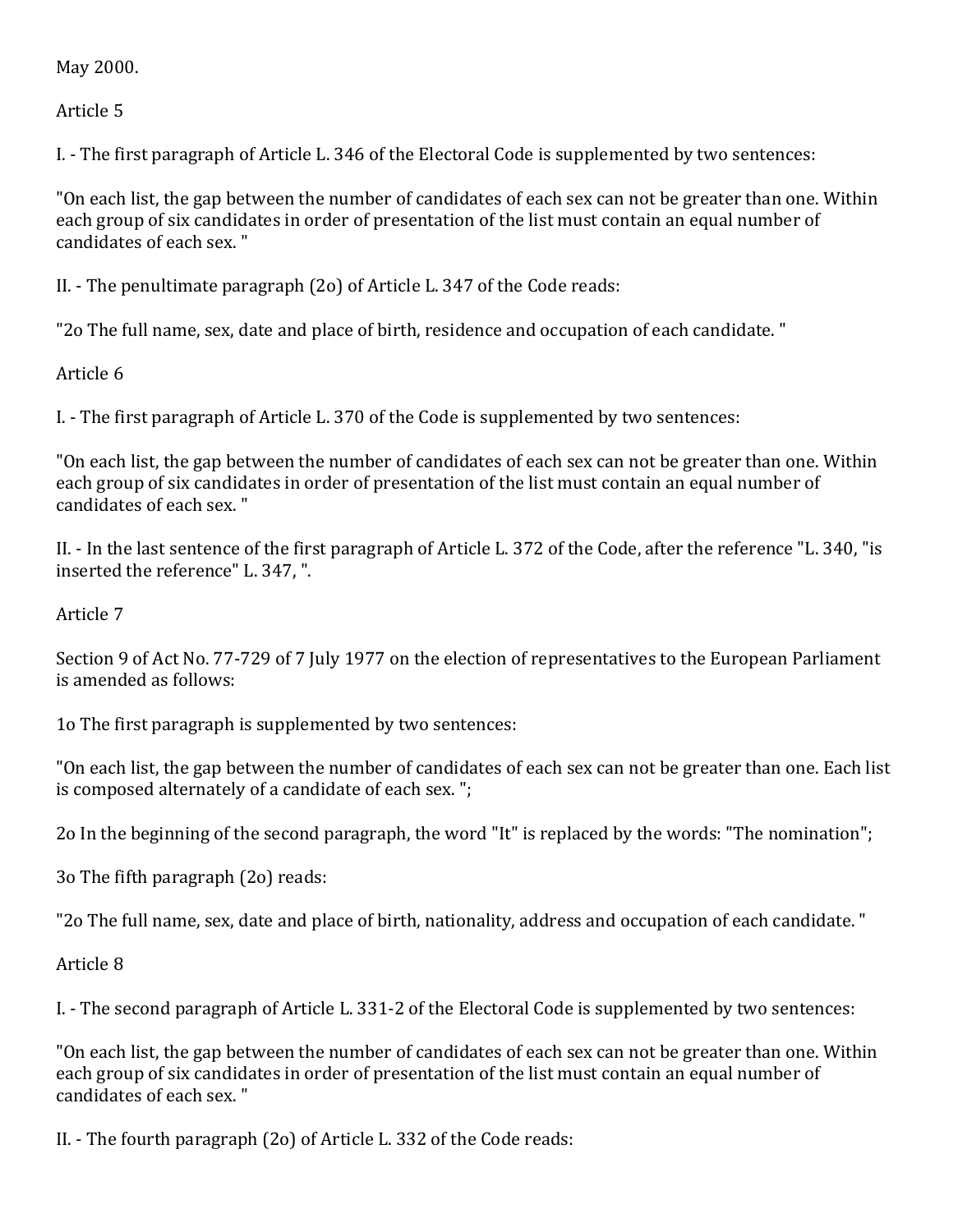May 2000.

Article 5

I. - The first paragraph of Article L. 346 of the Electoral Code is supplemented by two sentences:

"On each list, the gap between the number of candidates of each sex can not be greater than one. Within each group of six candidates in order of presentation of the list must contain an equal number of candidates of each sex. "

II. - The penultimate paragraph (2o) of Article L. 347 of the Code reads:

"2o The full name, sex, date and place of birth, residence and occupation of each candidate. "

Article 6

I. - The first paragraph of Article L. 370 of the Code is supplemented by two sentences:

"On each list, the gap between the number of candidates of each sex can not be greater than one. Within each group of six candidates in order of presentation of the list must contain an equal number of candidates of each sex. "

II. - In the last sentence of the first paragraph of Article L. 372 of the Code, after the reference "L. 340, "is inserted the reference" L. 347, ".

Article 7

Section 9 of Act No. 77-729 of 7 July 1977 on the election of representatives to the European Parliament is amended as follows:

1o The first paragraph is supplemented by two sentences:

"On each list, the gap between the number of candidates of each sex can not be greater than one. Each list is composed alternately of a candidate of each sex. ";

2o In the beginning of the second paragraph, the word "It" is replaced by the words: "The nomination";

3o The fifth paragraph (2o) reads:

"2o The full name, sex, date and place of birth, nationality, address and occupation of each candidate. "

Article 8

I. - The second paragraph of Article L. 331-2 of the Electoral Code is supplemented by two sentences:

"On each list, the gap between the number of candidates of each sex can not be greater than one. Within each group of six candidates in order of presentation of the list must contain an equal number of candidates of each sex. "

II. - The fourth paragraph (2o) of Article L. 332 of the Code reads: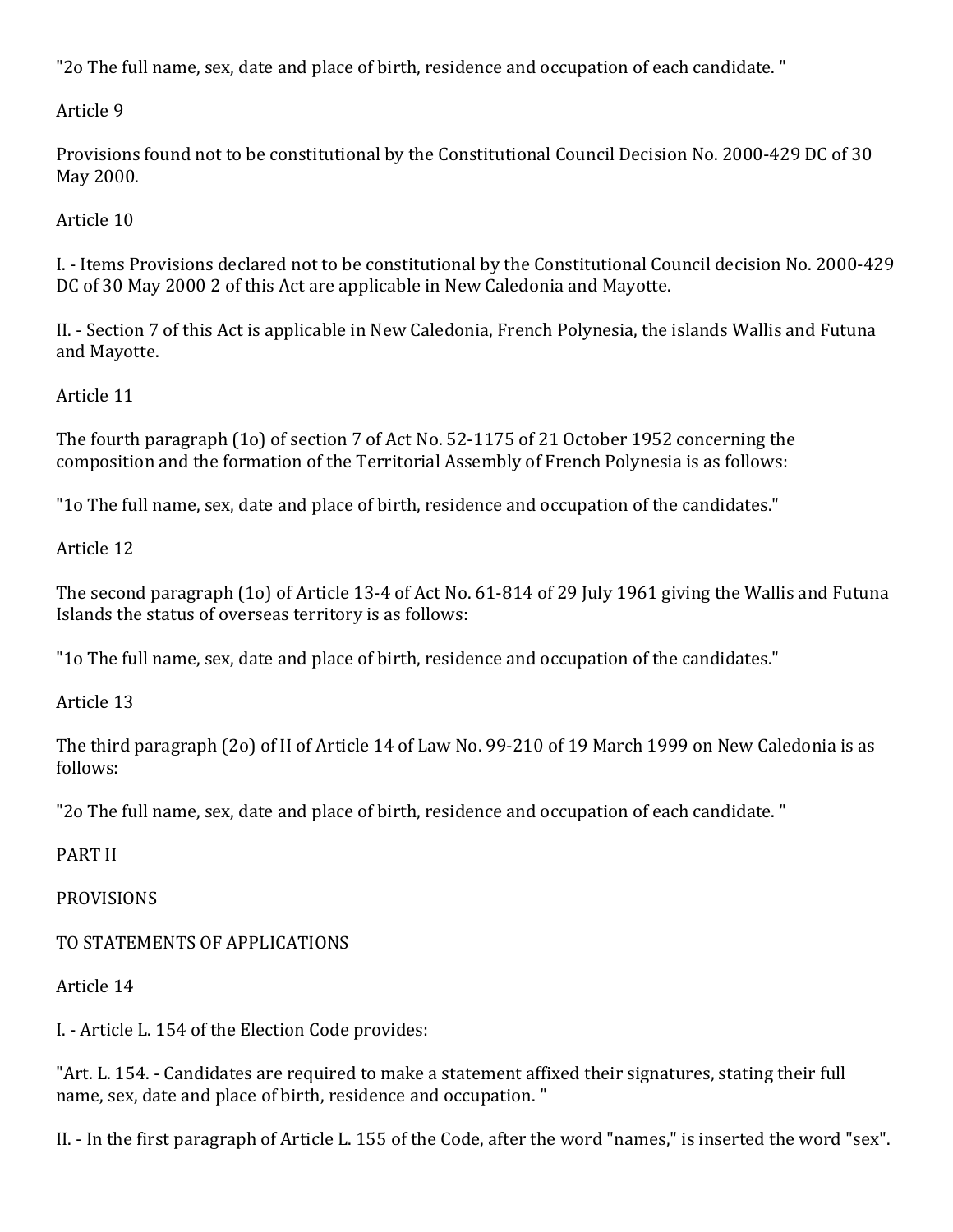"2o The full name, sex, date and place of birth, residence and occupation of each candidate. "

Article 9

Provisions found not to be constitutional by the Constitutional Council Decision No. 2000-429 DC of 30 May 2000.

Article 10

I. - Items Provisions declared not to be constitutional by the Constitutional Council decision No. 2000-429 DC of 30 May 2000 2 of this Act are applicable in New Caledonia and Mayotte.

II. - Section 7 of this Act is applicable in New Caledonia, French Polynesia, the islands Wallis and Futuna and Mayotte.

Article 11

The fourth paragraph (1o) of section 7 of Act No. 52-1175 of 21 October 1952 concerning the composition and the formation of the Territorial Assembly of French Polynesia is as follows:

"1o The full name, sex, date and place of birth, residence and occupation of the candidates."

Article 12

The second paragraph (1o) of Article 13-4 of Act No. 61-814 of 29 July 1961 giving the Wallis and Futuna Islands the status of overseas territory is as follows:

"1o The full name, sex, date and place of birth, residence and occupation of the candidates."

Article 13

The third paragraph (2o) of II of Article 14 of Law No. 99-210 of 19 March 1999 on New Caledonia is as follows:

"2o The full name, sex, date and place of birth, residence and occupation of each candidate. "

PART II

PROVISIONS

TO STATEMENTS OF APPLICATIONS

Article 14

I. - Article L. 154 of the Election Code provides:

"Art. L. 154. - Candidates are required to make a statement affixed their signatures, stating their full name, sex, date and place of birth, residence and occupation. "

II. - In the first paragraph of Article L. 155 of the Code, after the word "names," is inserted the word "sex".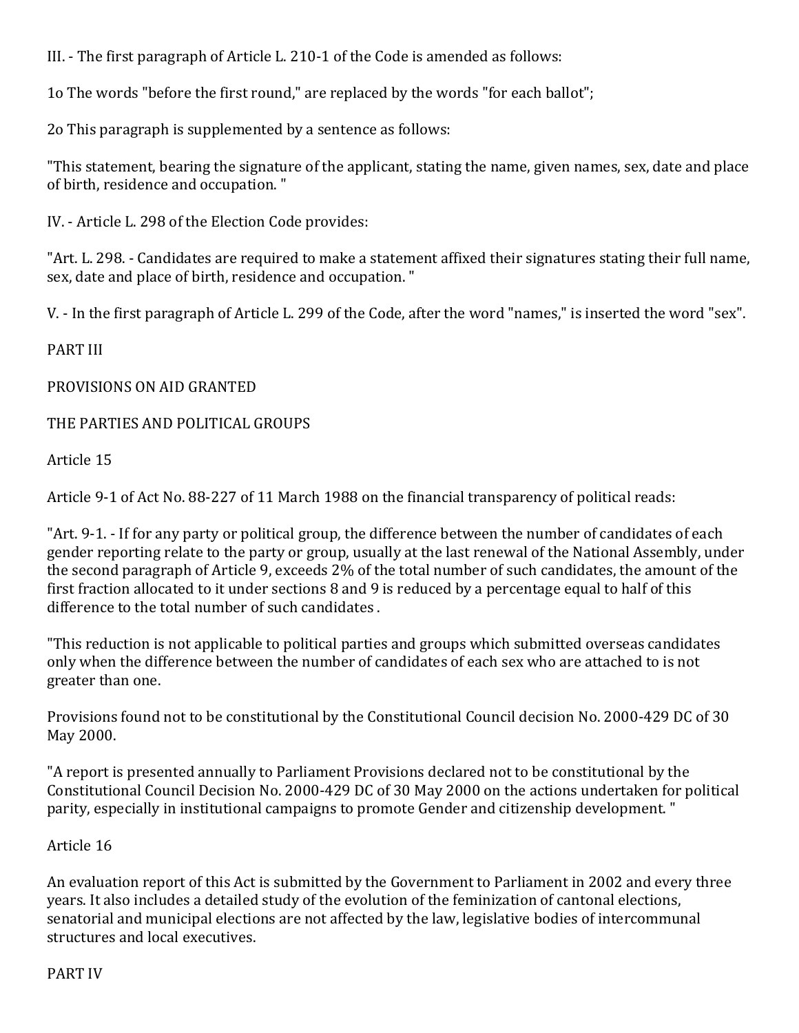III. - The first paragraph of Article L. 210-1 of the Code is amended as follows:

1o The words "before the first round," are replaced by the words "for each ballot";

2o This paragraph is supplemented by a sentence as follows:

"This statement, bearing the signature of the applicant, stating the name, given names, sex, date and place of birth, residence and occupation. "

IV. - Article L. 298 of the Election Code provides:

"Art. L. 298. - Candidates are required to make a statement affixed their signatures stating their full name, sex, date and place of birth, residence and occupation. "

V. - In the first paragraph of Article L. 299 of the Code, after the word "names," is inserted the word "sex".

PART III

PROVISIONS ON AID GRANTED

THE PARTIES AND POLITICAL GROUPS

Article 15

Article 9-1 of Act No. 88-227 of 11 March 1988 on the financial transparency of political reads:

"Art. 9-1. - If for any party or political group, the difference between the number of candidates of each gender reporting relate to the party or group, usually at the last renewal of the National Assembly, under the second paragraph of Article 9, exceeds 2% of the total number of such candidates, the amount of the first fraction allocated to it under sections 8 and 9 is reduced by a percentage equal to half of this difference to the total number of such candidates .

"This reduction is not applicable to political parties and groups which submitted overseas candidates only when the difference between the number of candidates of each sex who are attached to is not greater than one.

Provisions found not to be constitutional by the Constitutional Council decision No. 2000-429 DC of 30 May 2000.

"A report is presented annually to Parliament Provisions declared not to be constitutional by the Constitutional Council Decision No. 2000-429 DC of 30 May 2000 on the actions undertaken for political parity, especially in institutional campaigns to promote Gender and citizenship development. "

Article 16

An evaluation report of this Act is submitted by the Government to Parliament in 2002 and every three years. It also includes a detailed study of the evolution of the feminization of cantonal elections, senatorial and municipal elections are not affected by the law, legislative bodies of intercommunal structures and local executives.

PART IV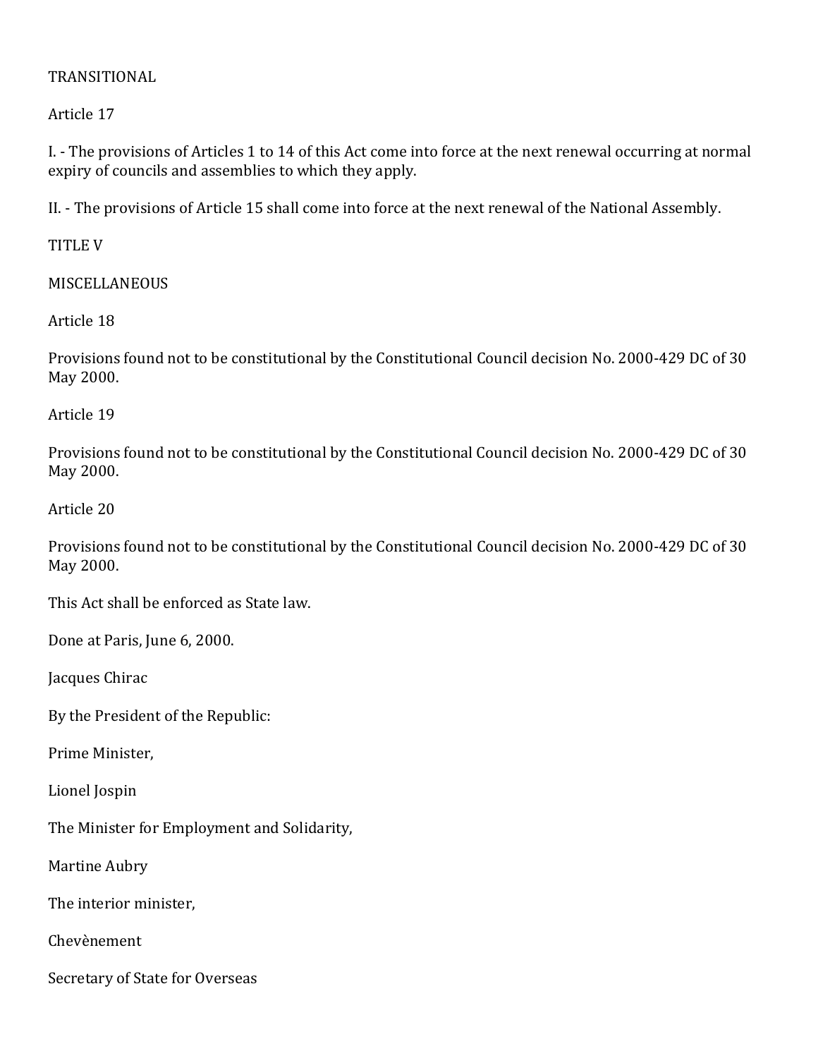TRANSITIONAL

Article 17

I. - The provisions of Articles 1 to 14 of this Act come into force at the next renewal occurring at normal expiry of councils and assemblies to which they apply.

II. - The provisions of Article 15 shall come into force at the next renewal of the National Assembly.

## TITLE V

## MISCELLANEOUS

Article 18

Provisions found not to be constitutional by the Constitutional Council decision No. 2000-429 DC of 30 May 2000.

Article 19

Provisions found not to be constitutional by the Constitutional Council decision No. 2000-429 DC of 30 May 2000.

Article 20

Provisions found not to be constitutional by the Constitutional Council decision No. 2000-429 DC of 30 May 2000.

This Act shall be enforced as State law.

Done at Paris, June 6, 2000.

Jacques Chirac

By the President of the Republic:

Prime Minister,

Lionel Jospin

The Minister for Employment and Solidarity,

Martine Aubry

The interior minister,

Chevènement

Secretary of State for Overseas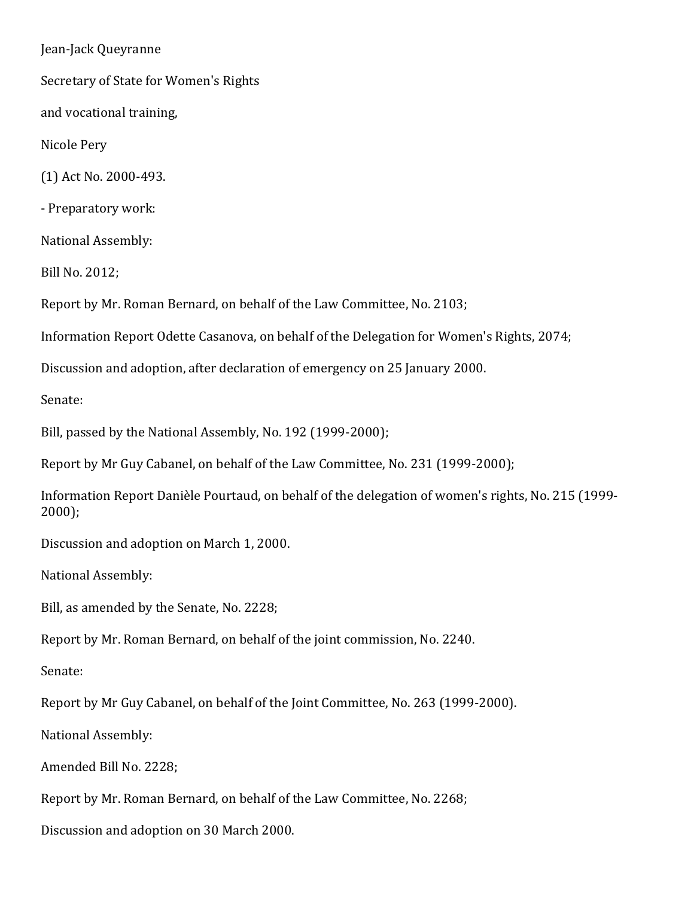Jean-Jack Queyranne

Secretary of State for Women's Rights

and vocational training,

Nicole Pery

(1) Act No. 2000-493.

- Preparatory work:

National Assembly:

Bill No. 2012;

Report by Mr. Roman Bernard, on behalf of the Law Committee, No. 2103;

Information Report Odette Casanova, on behalf of the Delegation for Women's Rights, 2074;

Discussion and adoption, after declaration of emergency on 25 January 2000.

Senate:

Bill, passed by the National Assembly, No. 192 (1999-2000);

Report by Mr Guy Cabanel, on behalf of the Law Committee, No. 231 (1999-2000);

Information Report Danièle Pourtaud, on behalf of the delegation of women's rights, No. 215 (1999-2000);

Discussion and adoption on March 1, 2000.

National Assembly:

Bill, as amended by the Senate, No. 2228;

Report by Mr. Roman Bernard, on behalf of the joint commission, No. 2240.

Senate:

Report by Mr Guy Cabanel, on behalf of the Joint Committee, No. 263 (1999-2000).

National Assembly:

Amended Bill No. 2228;

Report by Mr. Roman Bernard, on behalf of the Law Committee, No. 2268;

Discussion and adoption on 30 March 2000.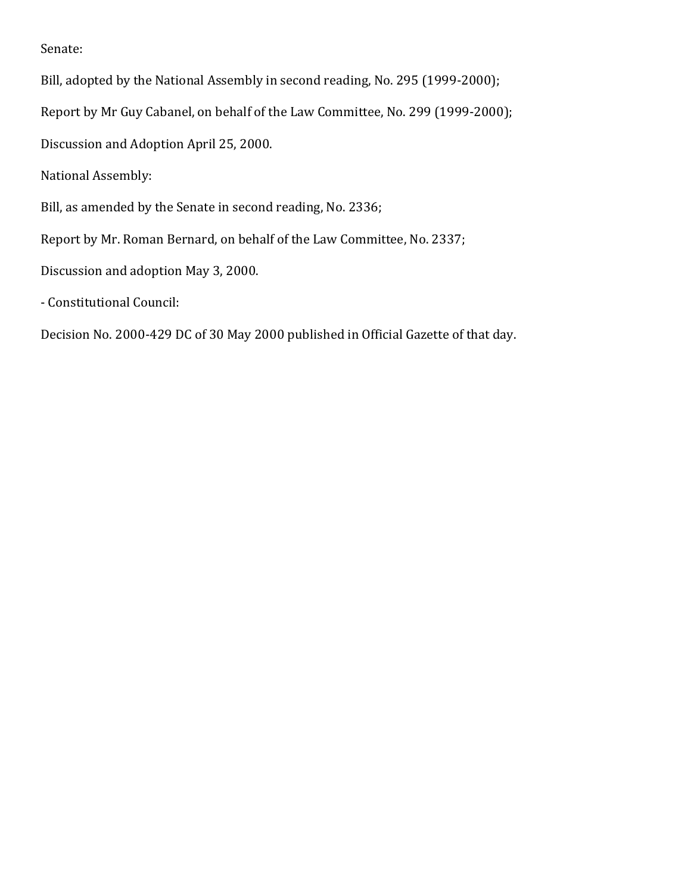Senate:

Bill, adopted by the National Assembly in second reading, No. 295 (1999-2000);

Report by Mr Guy Cabanel, on behalf of the Law Committee, No. 299 (1999-2000);

Discussion and Adoption April 25, 2000.

National Assembly:

Bill, as amended by the Senate in second reading, No. 2336;

Report by Mr. Roman Bernard, on behalf of the Law Committee, No. 2337;

Discussion and adoption May 3, 2000.

- Constitutional Council:

Decision No. 2000-429 DC of 30 May 2000 published in Official Gazette of that day.